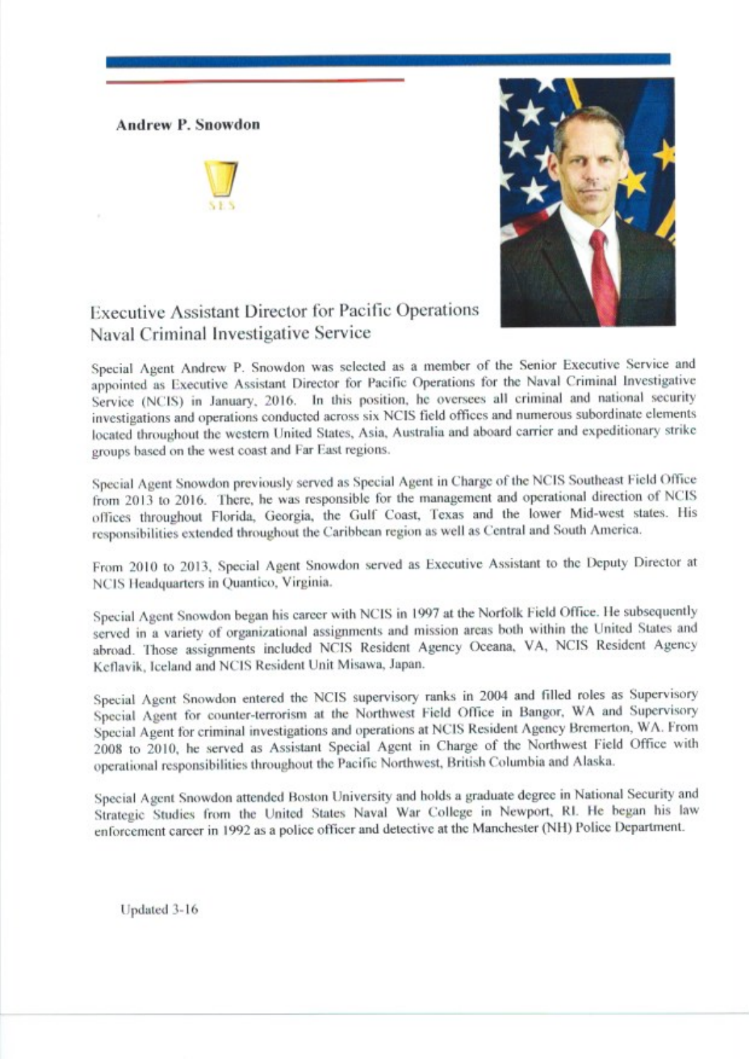**Andrew P. Snowdon**

SES

## Executive Assistant Director for Pacific Operations
## Naval Criminal Investigative Service

Special Agent Andrew P. Snowdon was selected as a member of the Senior Executive Service and appointed as Executive Assistant Director for Pacific Operations for the Naval Criminal Investigative Service (NCIS) in January, 2016. In this position, he oversees all criminal and national security investigations and operations conducted across six NCIS field offices and numerous subordinate elements located throughout the western United States, Asia, Australia and aboard carrier and expeditionary strike groups based on the west coast and Far East regions.

Special Agent Snowdon previously served as Special Agent in Charge of the NCIS Southeast Field Office from 2013 to 2016. There, he was responsible for the management and operational direction of NCIS offices throughout Florida, Georgia, the Gulf Coast, Texas and the lower Mid-west states. His responsibilities extended throughout the Caribbean region as well as Central and South America.

From 2010 to 2013, Special Agent Snowdon served as Executive Assistant to the Deputy Director at NCIS Headquarters in Quantico, Virginia.

Special Agent Snowdon began his career with NCIS in 1997 at the Norfolk Field Office. He subsequently served in a variety of organizational assignments and mission areas both within the United States and abroad. Those assignments included NCIS Resident Agency Oceana, VA, NCIS Resident Agency Keflavik, Iceland and NCIS Resident Unit Misawa, Japan.

Special Agent Snowdon entered the NCIS supervisory ranks in 2004 and filled roles as Supervisory Special Agent for counter-terrorism at the Northwest Field Office in Bangor, WA and Supervisory Special Agent for criminal investigations and operations at NCIS Resident Agency Bremerton, WA. From 2008 to 2010, he served as Assistant Special Agent in Charge of the Northwest Field Office with operational responsibilities throughout the Pacific Northwest, British Columbia and Alaska.

Special Agent Snowdon attended Boston University and holds a graduate degree in National Security and Strategic Studies from the United States Naval War College in Newport, RI. He began his law enforcement career in 1992 as a police officer and detective at the Manchester (NH) Police Department.

Updated 3-16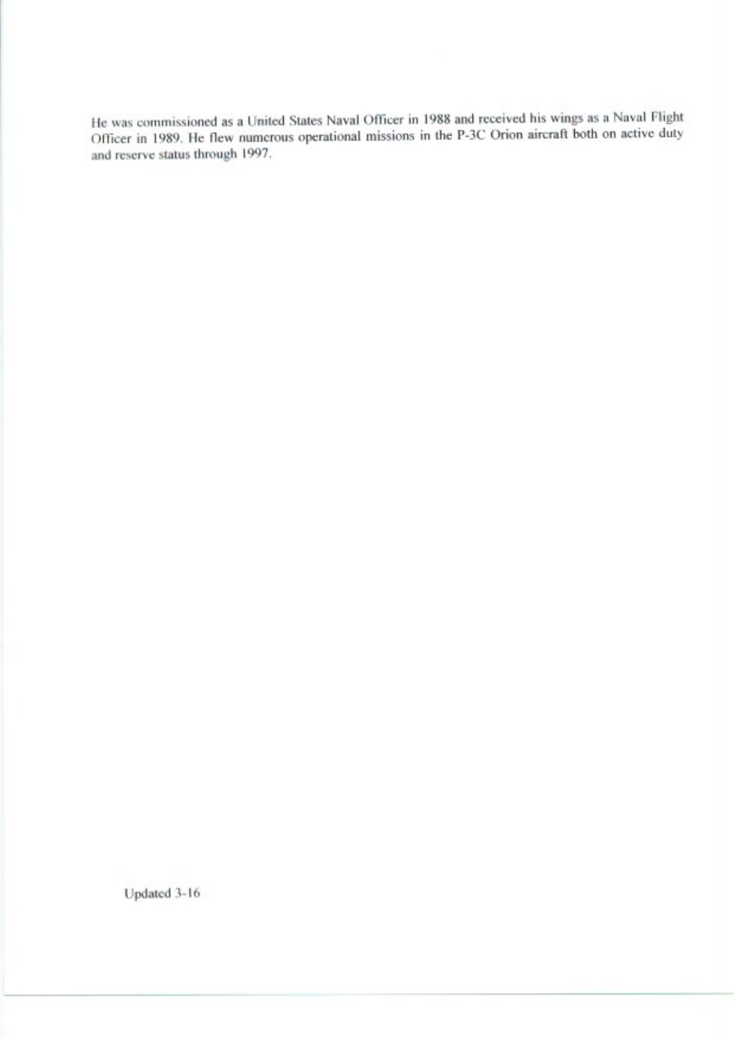He was commissioned as a United States Naval Officer in 1988 and received his wings as a Naval Flight Officer in 1989. He flew numerous operational missions in the P-3C Orion aircraft both on active duty and reserve status through 1997.

Updated 3-16